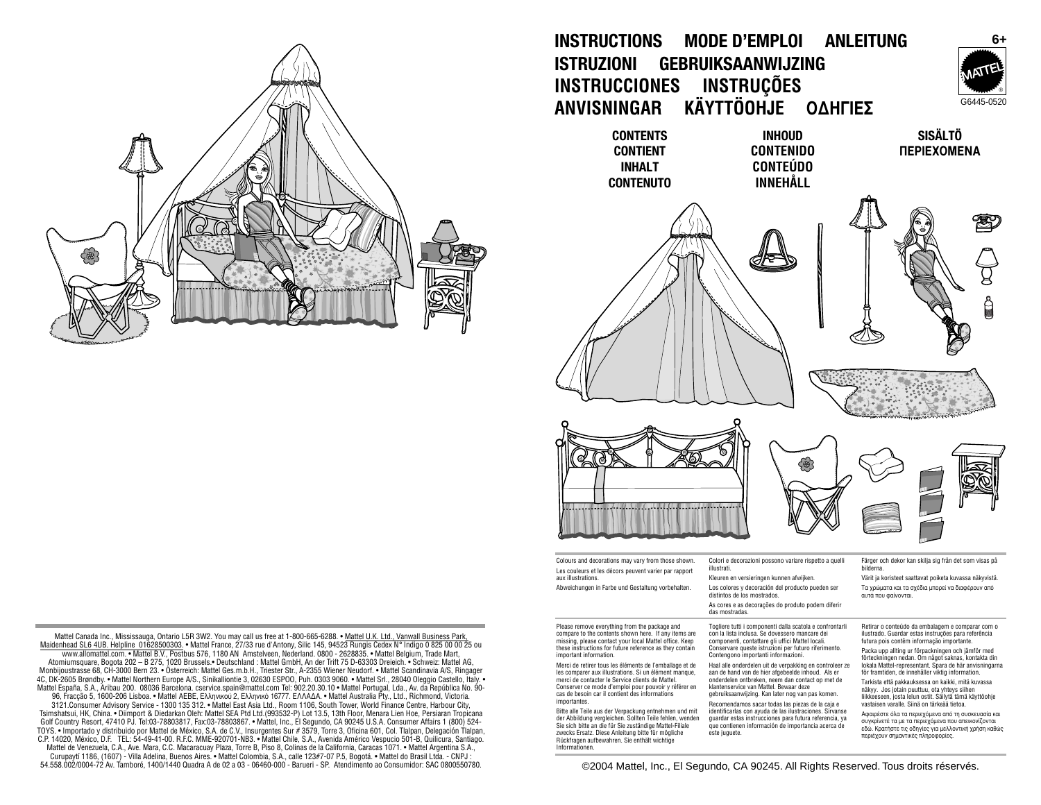# INSTRUCTIONS MODE D'EMPLOI ANLEITUNG
# ISTRUZIONI GEBRUIKSAANWIJZING
# INSTRUCCIONES INSTRUÇÕES
# ANVISNINGAR KÄYTTÖOHJE ΟΔΗΓΙΕΣ

6+

MATTEL®

G6445-0520

## CONTENTS / CONTIENT / INHALT / CONTENUTO / INHOUD / CONTENIDO / CONTEÚDO / INNEHÅLL / SISÄLTÖ / ΠΕΡΙΕΧΟΜΕΝΑ

Colours and decorations may vary from those shown.

Les couleurs et les décors peuvent varier par rapport aux illustrations.

Abweichungen in Farbe und Gestaltung vorbehalten.

Colori e decorazioni possono variare rispetto a quelli illustrati.

Kleuren en versieringen kunnen afwijken.

Los colores y decoración del producto pueden ser distintos de los mostrados.

As cores e as decorações do produto podem diferir das mostradas.

Färger och dekor kan skilja sig från det som visas på bilderna.

Värit ja koristeet saattavat poiketa kuvassa näkyvistä.

Τα χρώματα και τα σχέδια μπορεί να διαφέρουν από αυτά που φαίνονται.

Please remove everything from the package and compare to the contents shown here. If any items are missing, please contact your local Mattel office. Keep these instructions for future reference as they contain important information.

Merci de retirer tous les éléments de l'emballage et de les comparer aux illustrations. Si un élément manque, merci de contacter le Service clients de Mattel. Conserver ce mode d'emploi pour pouvoir y référer en cas de besoin car il contient des informations importantes.

Bitte alle Teile aus der Verpackung entnehmen und mit der Abbildung vergleichen. Sollten Teile fehlen, wenden Sie sich bitte an die für Sie zuständige Mattel-Filiale zwecks Ersatz. Diese Anleitung bitte für mögliche Rückfragen aufbewahren. Sie enthält wichtige Informationen.

Togliere tutti i componenti dalla scatola e confrontarli con la lista inclusa. Se dovessero mancare dei componenti, contattare gli uffici Mattel locali. Conservare queste istruzioni per futuro riferimento. Contengono importanti informazioni.

Haal alle onderdelen uit de verpakking en controleer ze aan de hand van de hier afgebeelde inhoud. Als er onderdelen ontbreken, neem dan contact op met de klantenservice van Mattel. Bewaar deze gebruiksaanwijzing. Kan later nog van pas komen.

Recomendamos sacar todas las piezas de la caja e identificarlas con ayuda de las ilustraciones. Sírvanse guardar estas instrucciones para futura referencia, ya que contienen información de importancia acerca de este juguete.

Retirar o conteúdo da embalagem e comparar com o ilustrado. Guardar estas instruções para referência futura pois contêm informação importante.

Packa upp allting ur förpackningen och jämför med förteckningen nedan. Om något saknas, kontakta din lokala Mattel-representant. Spara de här anvisningarna för framtiden, de innehåller viktig information.

Tarkista että pakkauksessa on kaikki, mitä kuvassa näkyy. Jos jotain puuttuu, ota yhteys siihen liikkeeseen, josta lelun ostit. Säilytä tämä käyttöohje vastaisen varalle. Siinä on tärkeää tietoa.

Αφαιρέστε όλα τα περιεχόμενα από τη συσκευασία και συγκρίνετέ τα με τα περιεχόμενα που απεικονίζονται εδώ. Κρατήστε τις οδηγίες για μελλοντική χρήση καθώς περιέχουν σημαντικές πληροφορίες.

Mattel Canada Inc., Mississauga, Ontario L5R 3W2. You may call us free at 1-800-665-6288. • Mattel U.K. Ltd., Vanwall Business Park, Maidenhead SL6 4UB. Helpline 01628500303. • Mattel France, 27/33 rue d'Antony, Silic 145, 94523 Rungis Cedex N° Indigo 0 825 00 00 25 ou www.allomattel.com. • Mattel B.V., Postbus 576, 1180 AN Amstelveen, Nederland. 0800 - 2628835. • Mattel Belgium, Trade Mart, Atomiumsquare, Bogota 202 – B 275, 1020 Brussels.• Deutschland : Mattel GmbH, An der Trift 75 D-63303 Dreieich. • Schweiz: Mattel AG, Monbijoustrasse 68, CH-3000 Bern 23. • Österreich: Mattel Ges.m.b.H., Triester Str., A-2355 Wiener Neudorf. • Mattel Scandinavia A/S, Ringager 4C, DK-2605 Brøndby. • Mattel Northern Europe A/S., Sinikalliontie 3, 02630 ESPOO, Puh. 0303 9060. • Mattel Srl., 28040 Oleggio Castello, Italy. • Mattel España, S.A., Aribau 200. 08036 Barcelona. cservice.spain@mattel.com Tel: 902.20.30.10 • Mattel Portugal, Lda., Av. da República No. 90-96, Fracção 5, 1600-206 Lisboa. • Mattel AEBE, Ελληνικού 2, Ελληνικό 16777. ΕΛΛΑΔΑ. • Mattel Australia Pty., Ltd., Richmond, Victoria. 3121.Consumer Advisory Service - 1300 135 312. • Mattel East Asia Ltd., Room 1106, South Tower, World Finance Centre, Harbour City, Tsimshatsui, HK, China. • Diimport & Diedarkan Oleh: Mattel SEA Ptd Ltd.(993532-P) Lot 13.5, 13th Floor, Menara Lien Hoe, Persiaran Tropicana Golf Country Resort, 47410 PJ. Tel:03-78803817, Fax:03-78803867. • Mattel, Inc., El Segundo, CA 90245 U.S.A. Consumer Affairs 1 (800) 524-TOYS. • Importado y distribuido por Mattel de México, S.A. de C.V., Insurgentes Sur # 3579, Torre 3, Oficina 601, Col. Tlalpan, Delegación Tlalpan, C.P. 14020, México, D.F. TEL: 54-49-41-00. R.F.C. MME-920701-NB3. • Mattel Chile, S.A., Avenida Américo Vespucio 501-B, Quilicura, Santiago. Mattel de Venezuela, C.A., Ave. Mara, C.C. Macaracuay Plaza, Torre B, Piso 8, Colinas de la California, Caracas 1071. • Mattel Argentina S.A., Curupaytí 1186, (1607) - Villa Adelina, Buenos Aires. • Mattel Colombia, S.A., calle 123#7-07 P.5, Bogotá. • Mattel do Brasil Ltda. - CNPJ : 54.558.002/0004-72 Av. Tamboré, 1400/1440 Quadra A de 02 a 03 - 06460-000 - Barueri - SP. Atendimento ao Consumidor: SAC 0800550780.

©2004 Mattel, Inc., El Segundo, CA 90245. All Rights Reserved. Tous droits réservés.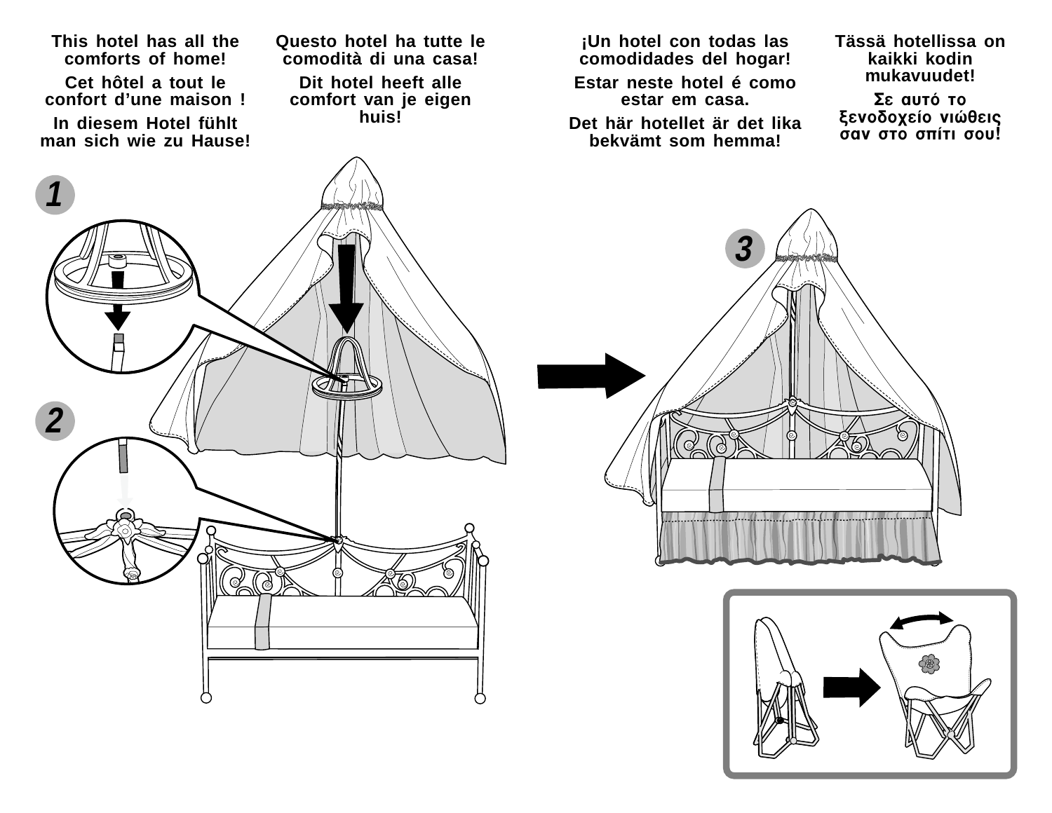This hotel has all the comforts of home!

Cet hôtel a tout le confort d'une maison !

In diesem Hotel fühlt man sich wie zu Hause!

Questo hotel ha tutte le comodità di una casa!

Dit hotel heeft alle comfort van je eigen huis!

¡Un hotel con todas las comodidades del hogar!

Estar neste hotel é como estar em casa.

Det här hotellet är det lika bekvämt som hemma!

Tässä hotellissa on kaikki kodin mukavuudet!

Σε αυτό το ξενοδοχείο νιώθεις σαν στο σπίτι σου!

1

2

3